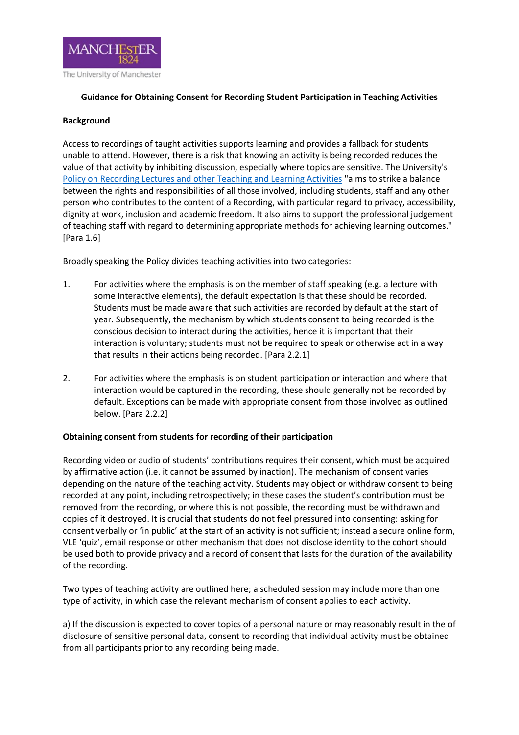The University of Manchester

**Guidance for Obtaining Consent for Recording Student Participation in Teaching Activities**

**Background**

Access to recordings of taught activities supports learning and provides a fallback for students unable to attend. However, there is a risk that knowing an activity is being recorded reduces the value of that activity by inhibiting discussion, especially where topics are sensitive. The University's Policy on Recording Lectures and other Teaching and Learning Activities "aims to strike a balance between the rights and responsibilities of all those involved, including students, staff and any other person who contributes to the content of a Recording, with particular regard to privacy, accessibility, dignity at work, inclusion and academic freedom. It also aims to support the professional judgement of teaching staff with regard to determining appropriate methods for achieving learning outcomes." [Para 1.6]

Broadly speaking the Policy divides teaching activities into two categories:

1. For activities where the emphasis is on the member of staff speaking (e.g. a lecture with some interactive elements), the default expectation is that these should be recorded. Students must be made aware that such activities are recorded by default at the start of year. Subsequently, the mechanism by which students consent to being recorded is the conscious decision to interact during the activities, hence it is important that their interaction is voluntary; students must not be required to speak or otherwise act in a way that results in their actions being recorded. [Para 2.2.1]

2. For activities where the emphasis is on student participation or interaction and where that interaction would be captured in the recording, these should generally not be recorded by default. Exceptions can be made with appropriate consent from those involved as outlined below. [Para 2.2.2]

**Obtaining consent from students for recording of their participation**

Recording video or audio of students' contributions requires their consent, which must be acquired by affirmative action (i.e. it cannot be assumed by inaction). The mechanism of consent varies depending on the nature of the teaching activity. Students may object or withdraw consent to being recorded at any point, including retrospectively; in these cases the student's contribution must be removed from the recording, or where this is not possible, the recording must be withdrawn and copies of it destroyed. It is crucial that students do not feel pressured into consenting: asking for consent verbally or 'in public' at the start of an activity is not sufficient; instead a secure online form, VLE 'quiz', email response or other mechanism that does not disclose identity to the cohort should be used both to provide privacy and a record of consent that lasts for the duration of the availability of the recording.

Two types of teaching activity are outlined here; a scheduled session may include more than one type of activity, in which case the relevant mechanism of consent applies to each activity.

a) If the discussion is expected to cover topics of a personal nature or may reasonably result in the of disclosure of sensitive personal data, consent to recording that individual activity must be obtained from all participants prior to any recording being made.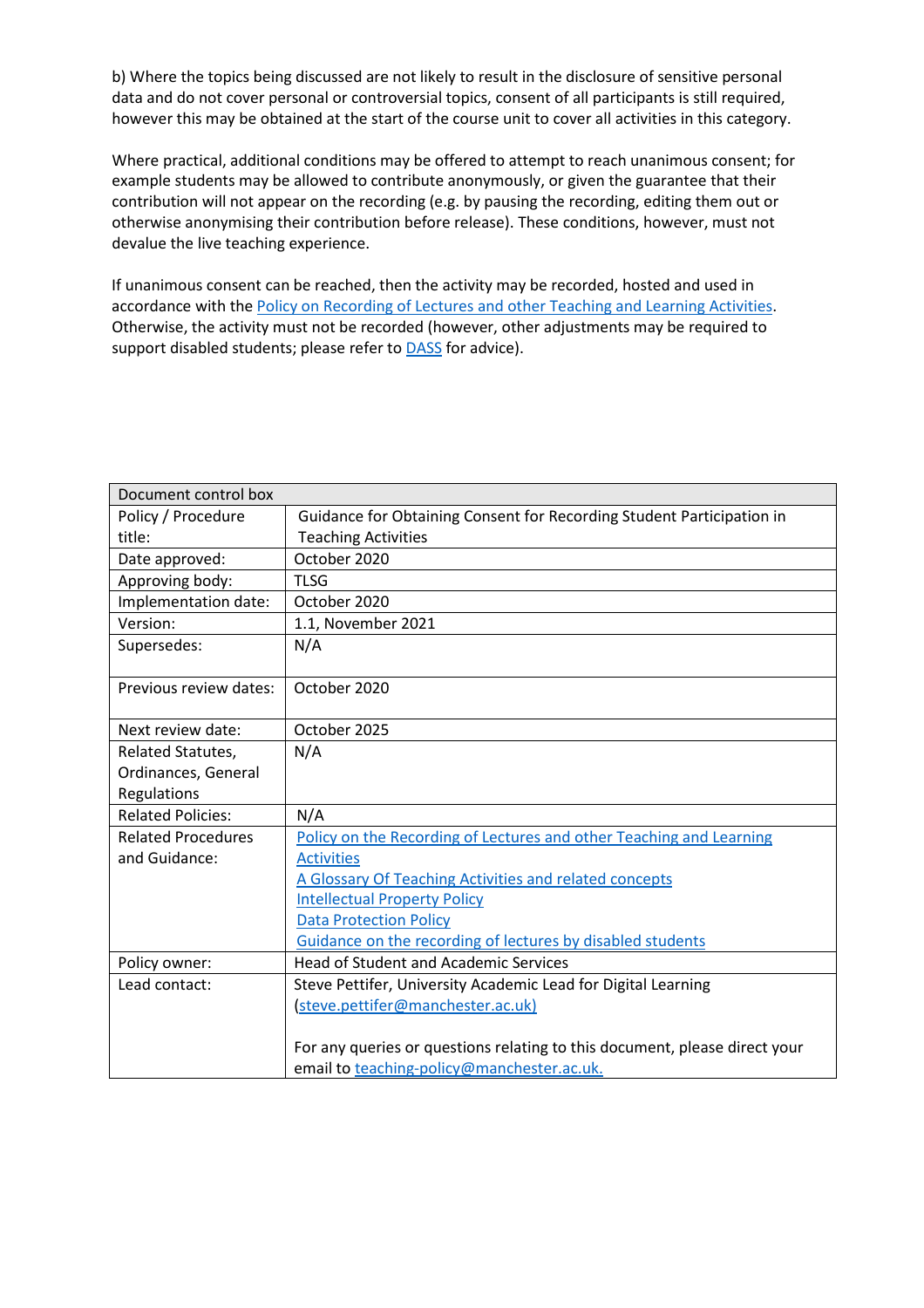b) Where the topics being discussed are not likely to result in the disclosure of sensitive personal data and do not cover personal or controversial topics, consent of all participants is still required, however this may be obtained at the start of the course unit to cover all activities in this category.

Where practical, additional conditions may be offered to attempt to reach unanimous consent; for example students may be allowed to contribute anonymously, or given the guarantee that their contribution will not appear on the recording (e.g. by pausing the recording, editing them out or otherwise anonymising their contribution before release). These conditions, however, must not devalue the live teaching experience.

If unanimous consent can be reached, then the activity may be recorded, hosted and used in accordance with the Policy on Recording of Lectures and other Teaching and Learning Activities. Otherwise, the activity must not be recorded (however, other adjustments may be required to support disabled students; please refer to DASS for advice).

| Document control box | |
|---|---|
| Policy / Procedure title: | Guidance for Obtaining Consent for Recording Student Participation in Teaching Activities |
| Date approved: | October 2020 |
| Approving body: | TLSG |
| Implementation date: | October 2020 |
| Version: | 1.1, November 2021 |
| Supersedes: | N/A |
| Previous review dates: | October 2020 |
| Next review date: | October 2025 |
| Related Statutes, Ordinances, General Regulations | N/A |
| Related Policies: | N/A |
| Related Procedures and Guidance: | Policy on the Recording of Lectures and other Teaching and Learning Activities<br>A Glossary Of Teaching Activities and related concepts<br>Intellectual Property Policy<br>Data Protection Policy<br>Guidance on the recording of lectures by disabled students |
| Policy owner: | Head of Student and Academic Services |
| Lead contact: | Steve Pettifer, University Academic Lead for Digital Learning (steve.pettifer@manchester.ac.uk)<br><br>For any queries or questions relating to this document, please direct your email to teaching-policy@manchester.ac.uk. |